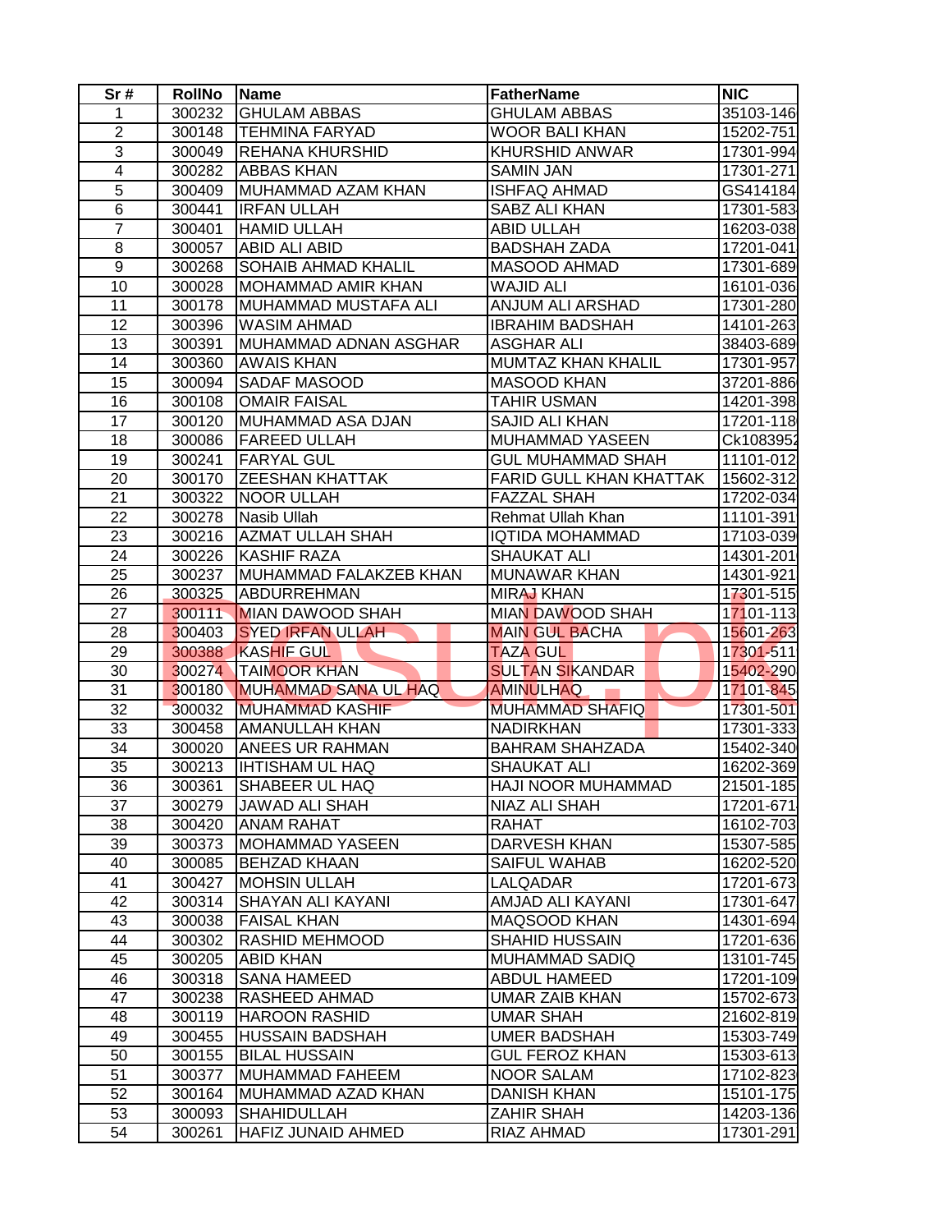| Sr # | RollNo | Name | FatherName | NIC |
|---|---|---|---|---|
| 1 | 300232 | GHULAM ABBAS | GHULAM ABBAS | 35103-146 |
| 2 | 300148 | TEHMINA FARYAD | WOOR BALI KHAN | 15202-751 |
| 3 | 300049 | REHANA KHURSHID | KHURSHID ANWAR | 17301-994 |
| 4 | 300282 | ABBAS KHAN | SAMIN JAN | 17301-271 |
| 5 | 300409 | MUHAMMAD AZAM KHAN | ISHFAQ AHMAD | GS414184 |
| 6 | 300441 | IRFAN ULLAH | SABZ ALI KHAN | 17301-583 |
| 7 | 300401 | HAMID ULLAH | ABID ULLAH | 16203-038 |
| 8 | 300057 | ABID ALI ABID | BADSHAH ZADA | 17201-041 |
| 9 | 300268 | SOHAIB AHMAD KHALIL | MASOOD AHMAD | 17301-689 |
| 10 | 300028 | MOHAMMAD AMIR KHAN | WAJID ALI | 16101-036 |
| 11 | 300178 | MUHAMMAD MUSTAFA ALI | ANJUM ALI ARSHAD | 17301-280 |
| 12 | 300396 | WASIM AHMAD | IBRAHIM BADSHAH | 14101-263 |
| 13 | 300391 | MUHAMMAD ADNAN ASGHAR | ASGHAR ALI | 38403-689 |
| 14 | 300360 | AWAIS KHAN | MUMTAZ KHAN KHALIL | 17301-957 |
| 15 | 300094 | SADAF MASOOD | MASOOD KHAN | 37201-886 |
| 16 | 300108 | OMAIR FAISAL | TAHIR USMAN | 14201-398 |
| 17 | 300120 | MUHAMMAD ASA DJAN | SAJID ALI KHAN | 17201-118 |
| 18 | 300086 | FAREED ULLAH | MUHAMMAD YASEEN | Ck1083952 |
| 19 | 300241 | FARYAL GUL | GUL MUHAMMAD SHAH | 11101-012 |
| 20 | 300170 | ZEESHAN KHATTAK | FARID GULL KHAN KHATTAK | 15602-312 |
| 21 | 300322 | NOOR ULLAH | FAZZAL SHAH | 17202-034 |
| 22 | 300278 | Nasib Ullah | Rehmat Ullah Khan | 11101-391 |
| 23 | 300216 | AZMAT ULLAH SHAH | IQTIDA MOHAMMAD | 17103-039 |
| 24 | 300226 | KASHIF RAZA | SHAUKAT ALI | 14301-201 |
| 25 | 300237 | MUHAMMAD FALAKZEB KHAN | MUNAWAR KHAN | 14301-921 |
| 26 | 300325 | ABDURREHMAN | MIRAJ KHAN | 17301-515 |
| 27 | 300111 | MIAN DAWOOD SHAH | MIAN DAWOOD SHAH | 17101-113 |
| 28 | 300403 | SYED IRFAN ULLAH | MAIN GUL BACHA | 15601-263 |
| 29 | 300388 | KASHIF GUL | TAZA GUL | 17301-511 |
| 30 | 300274 | TAIMOOR KHAN | SULTAN SIKANDAR | 15402-290 |
| 31 | 300180 | MUHAMMAD SANA UL HAQ | AMINULHAQ | 17101-845 |
| 32 | 300032 | MUHAMMAD KASHIF | MUHAMMAD SHAFIQ | 17301-501 |
| 33 | 300458 | AMANULLAH KHAN | NADIRKHAN | 17301-333 |
| 34 | 300020 | ANEES UR RAHMAN | BAHRAM SHAHZADA | 15402-340 |
| 35 | 300213 | IHTISHAM UL HAQ | SHAUKAT ALI | 16202-369 |
| 36 | 300361 | SHABEER UL HAQ | HAJI NOOR MUHAMMAD | 21501-185 |
| 37 | 300279 | JAWAD ALI SHAH | NIAZ ALI SHAH | 17201-671 |
| 38 | 300420 | ANAM RAHAT | RAHAT | 16102-703 |
| 39 | 300373 | MOHAMMAD YASEEN | DARVESH KHAN | 15307-585 |
| 40 | 300085 | BEHZAD KHAAN | SAIFUL WAHAB | 16202-520 |
| 41 | 300427 | MOHSIN ULLAH | LALQADAR | 17201-673 |
| 42 | 300314 | SHAYAN ALI KAYANI | AMJAD ALI KAYANI | 17301-647 |
| 43 | 300038 | FAISAL KHAN | MAQSOOD KHAN | 14301-694 |
| 44 | 300302 | RASHID MEHMOOD | SHAHID HUSSAIN | 17201-636 |
| 45 | 300205 | ABID KHAN | MUHAMMAD SADIQ | 13101-745 |
| 46 | 300318 | SANA HAMEED | ABDUL HAMEED | 17201-109 |
| 47 | 300238 | RASHEED AHMAD | UMAR ZAIB KHAN | 15702-673 |
| 48 | 300119 | HAROON RASHID | UMAR SHAH | 21602-819 |
| 49 | 300455 | HUSSAIN BADSHAH | UMER BADSHAH | 15303-749 |
| 50 | 300155 | BILAL HUSSAIN | GUL FEROZ KHAN | 15303-613 |
| 51 | 300377 | MUHAMMAD FAHEEM | NOOR SALAM | 17102-823 |
| 52 | 300164 | MUHAMMAD AZAD KHAN | DANISH KHAN | 15101-175 |
| 53 | 300093 | SHAHIDULLAH | ZAHIR SHAH | 14203-136 |
| 54 | 300261 | HAFIZ JUNAID AHMED | RIAZ AHMAD | 17301-291 |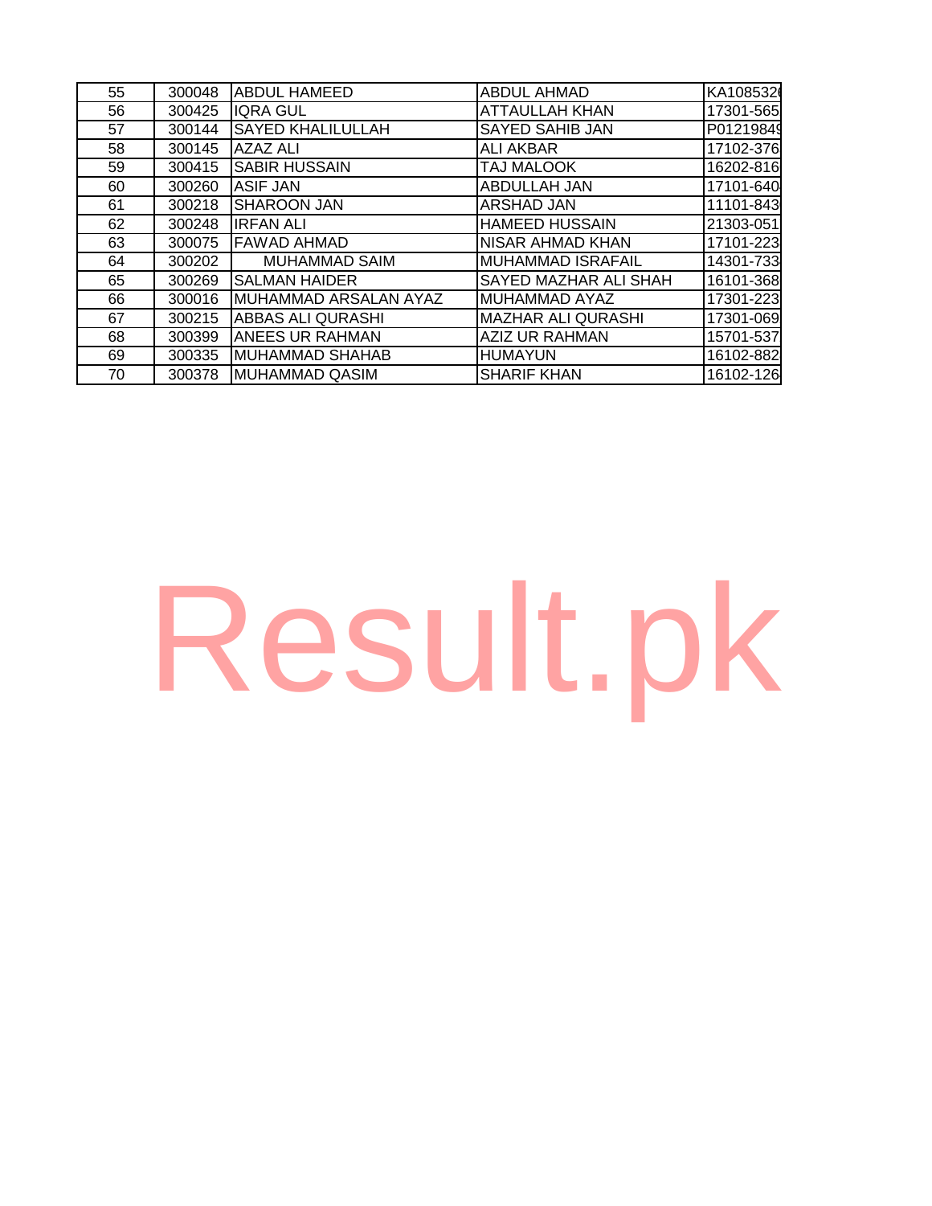| 55 | 300048 | ABDUL HAMEED | ABDUL AHMAD | KA108532 |
|---|---|---|---|---|
| 56 | 300425 | IQRA GUL | ATTAULLAH KHAN | 17301-565 |
| 57 | 300144 | SAYED KHALILULLAH | SAYED SAHIB JAN | P0121984 |
| 58 | 300145 | AZAZ ALI | ALI AKBAR | 17102-376 |
| 59 | 300415 | SABIR HUSSAIN | TAJ MALOOK | 16202-816 |
| 60 | 300260 | ASIF JAN | ABDULLAH JAN | 17101-640 |
| 61 | 300218 | SHAROON JAN | ARSHAD JAN | 11101-843 |
| 62 | 300248 | IRFAN ALI | HAMEED HUSSAIN | 21303-051 |
| 63 | 300075 | FAWAD AHMAD | NISAR AHMAD KHAN | 17101-223 |
| 64 | 300202 | MUHAMMAD SAIM | MUHAMMAD ISRAFAIL | 14301-733 |
| 65 | 300269 | SALMAN HAIDER | SAYED MAZHAR ALI SHAH | 16101-368 |
| 66 | 300016 | MUHAMMAD ARSALAN AYAZ | MUHAMMAD AYAZ | 17301-223 |
| 67 | 300215 | ABBAS ALI QURASHI | MAZHAR ALI QURASHI | 17301-069 |
| 68 | 300399 | ANEES UR RAHMAN | AZIZ UR RAHMAN | 15701-537 |
| 69 | 300335 | MUHAMMAD SHAHAB | HUMAYUN | 16102-882 |
| 70 | 300378 | MUHAMMAD QASIM | SHARIF KHAN | 16102-126 |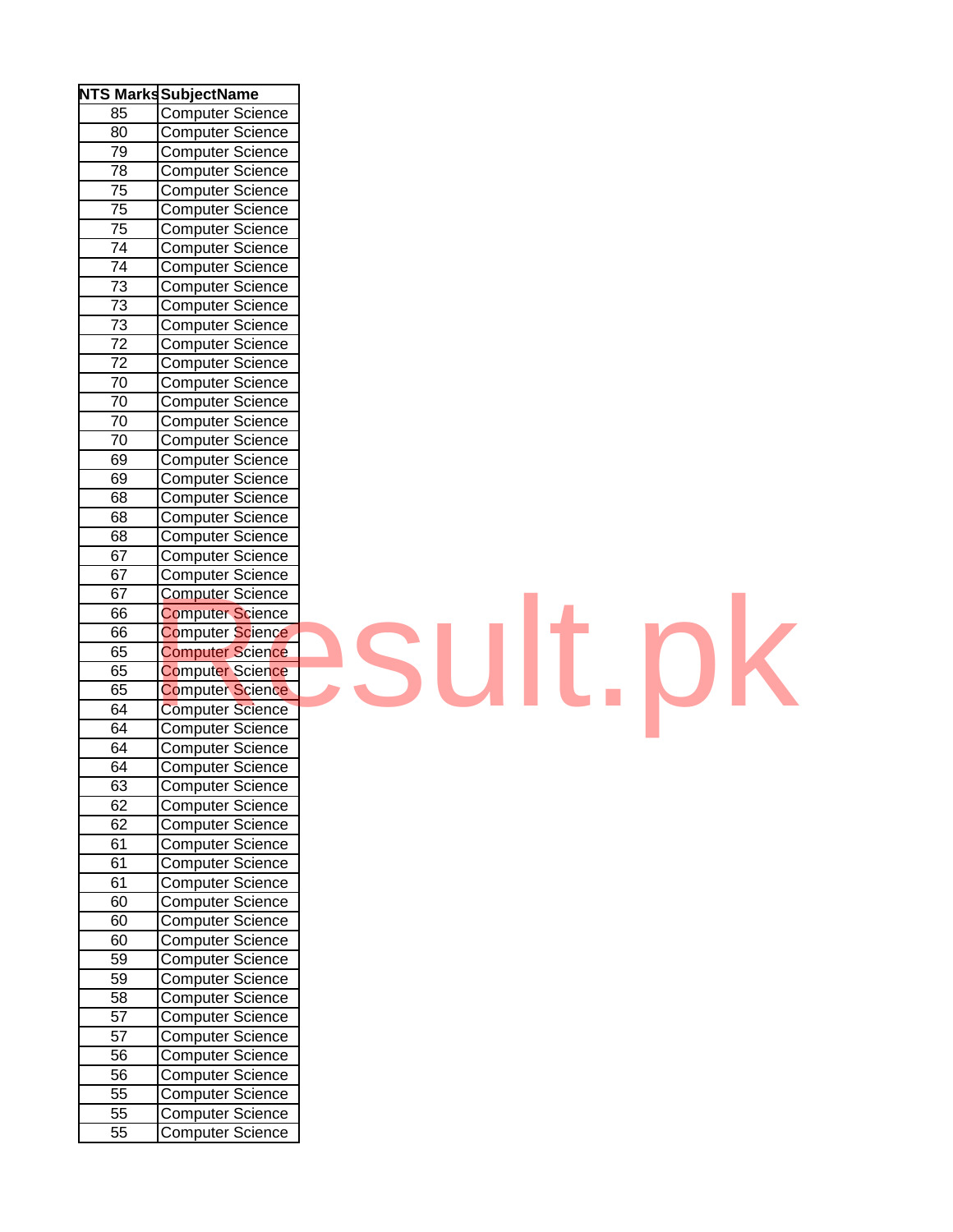| NTS Marks | SubjectName |
|---|---|
| 85 | Computer Science |
| 80 | Computer Science |
| 79 | Computer Science |
| 78 | Computer Science |
| 75 | Computer Science |
| 75 | Computer Science |
| 75 | Computer Science |
| 74 | Computer Science |
| 74 | Computer Science |
| 73 | Computer Science |
| 73 | Computer Science |
| 73 | Computer Science |
| 72 | Computer Science |
| 72 | Computer Science |
| 70 | Computer Science |
| 70 | Computer Science |
| 70 | Computer Science |
| 70 | Computer Science |
| 69 | Computer Science |
| 69 | Computer Science |
| 68 | Computer Science |
| 68 | Computer Science |
| 68 | Computer Science |
| 67 | Computer Science |
| 67 | Computer Science |
| 67 | Computer Science |
| 66 | Computer Science |
| 66 | Computer Science |
| 65 | Computer Science |
| 65 | Computer Science |
| 65 | Computer Science |
| 64 | Computer Science |
| 64 | Computer Science |
| 64 | Computer Science |
| 64 | Computer Science |
| 63 | Computer Science |
| 62 | Computer Science |
| 62 | Computer Science |
| 61 | Computer Science |
| 61 | Computer Science |
| 61 | Computer Science |
| 60 | Computer Science |
| 60 | Computer Science |
| 60 | Computer Science |
| 59 | Computer Science |
| 59 | Computer Science |
| 58 | Computer Science |
| 57 | Computer Science |
| 57 | Computer Science |
| 56 | Computer Science |
| 56 | Computer Science |
| 55 | Computer Science |
| 55 | Computer Science |
| 55 | Computer Science |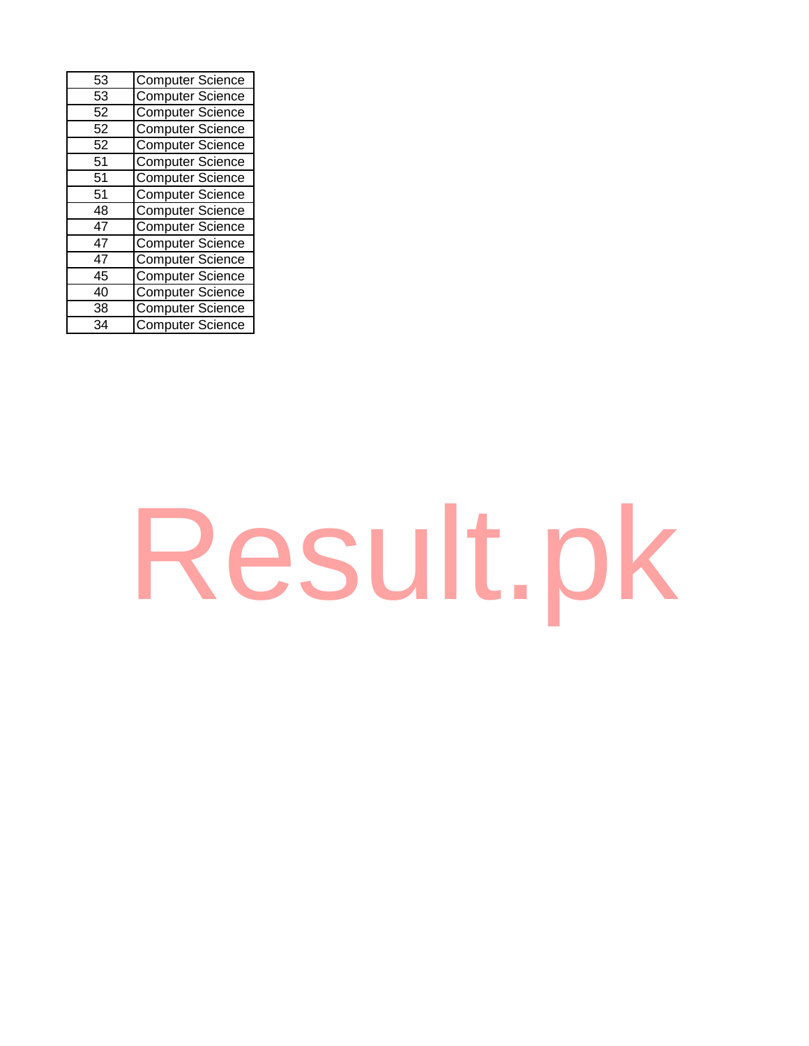| | |
|---|---|
| 53 | Computer Science |
| 53 | Computer Science |
| 52 | Computer Science |
| 52 | Computer Science |
| 52 | Computer Science |
| 51 | Computer Science |
| 51 | Computer Science |
| 51 | Computer Science |
| 48 | Computer Science |
| 47 | Computer Science |
| 47 | Computer Science |
| 47 | Computer Science |
| 45 | Computer Science |
| 40 | Computer Science |
| 38 | Computer Science |
| 34 | Computer Science |